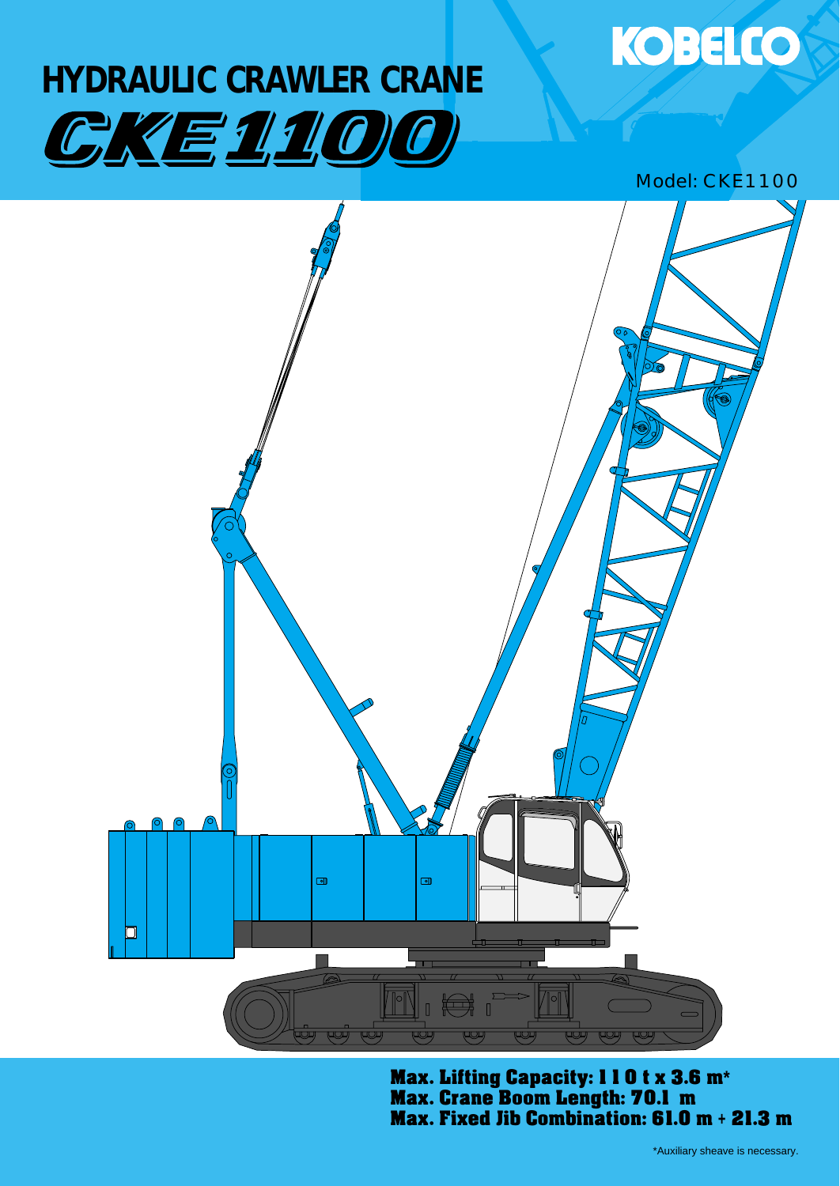KOBELCO

# HYDRAULIC CRAWLER CRANE

# CKE1100

Model: CKE1100

**Max. Lifting Capacity: 110 t x 3.6 m***
**Max. Crane Boom Length: 70.1 m**
**Max. Fixed Jib Combination: 61.0 m + 21.3 m**

*Auxiliary sheave is necessary.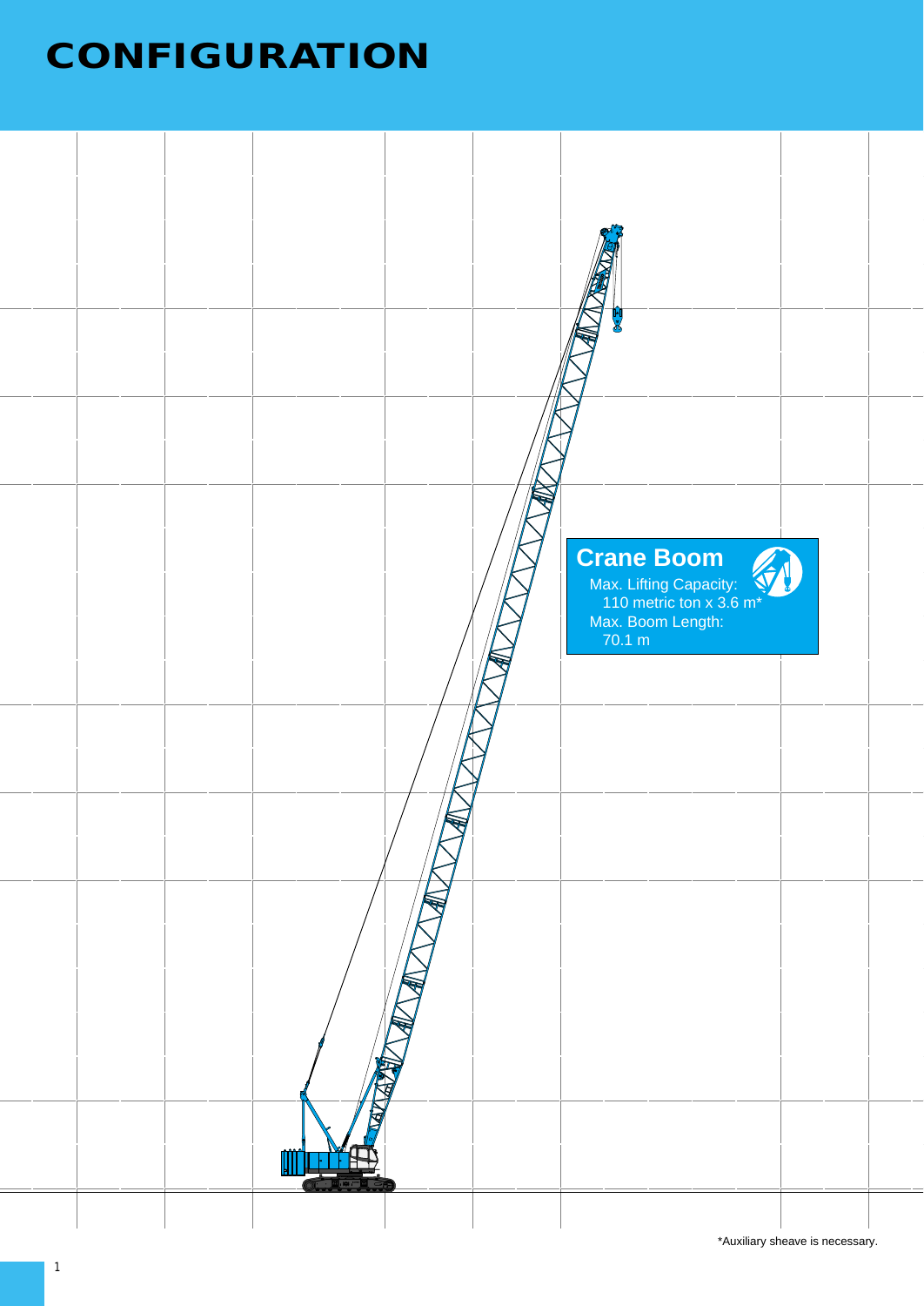# CONFIGURATION

**Crane Boom**

Max. Lifting Capacity:
110 metric ton x 3.6 m*

Max. Boom Length:
70.1 m

*Auxiliary sheave is necessary.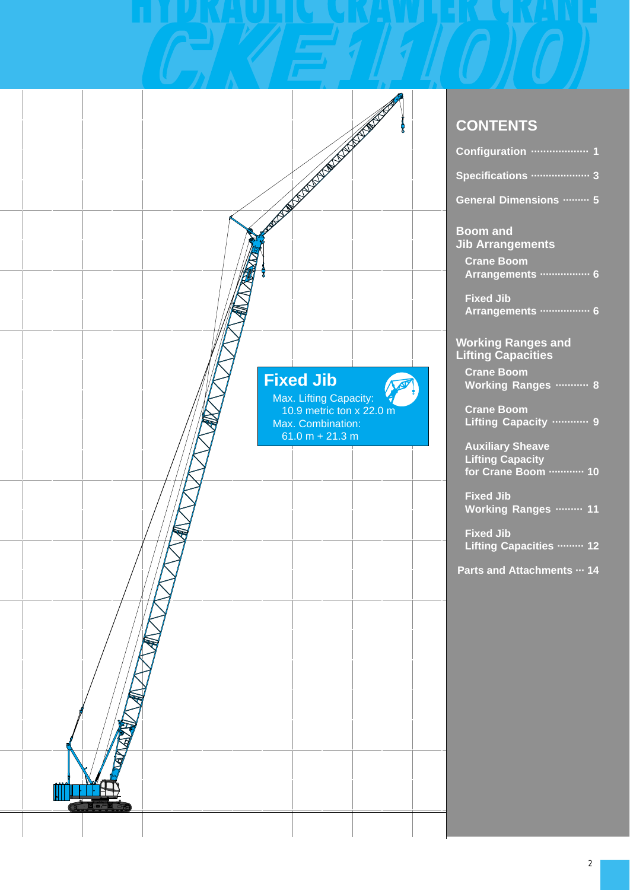# HYDRAULIC CRAWLER CRANE

# CKE1100

## Fixed Jib

Max. Lifting Capacity:
10.9 metric ton x 22.0 m

Max. Combination:
61.0 m + 21.3 m

## CONTENTS

**Configuration** ··················· 1

**Specifications** ···················· 3

**General Dimensions** ········· 5

**Boom and Jib Arrangements**

- **Crane Boom Arrangements** ················· 6
- **Fixed Jib Arrangements** ················· 6

**Working Ranges and Lifting Capacities**

- **Crane Boom Working Ranges** ··········· 8
- **Crane Boom Lifting Capacity** ············ 9
- **Auxiliary Sheave Lifting Capacity for Crane Boom** ············ 10
- **Fixed Jib Working Ranges** ········· 11
- **Fixed Jib Lifting Capacities** ········· 12

**Parts and Attachments** ··· 14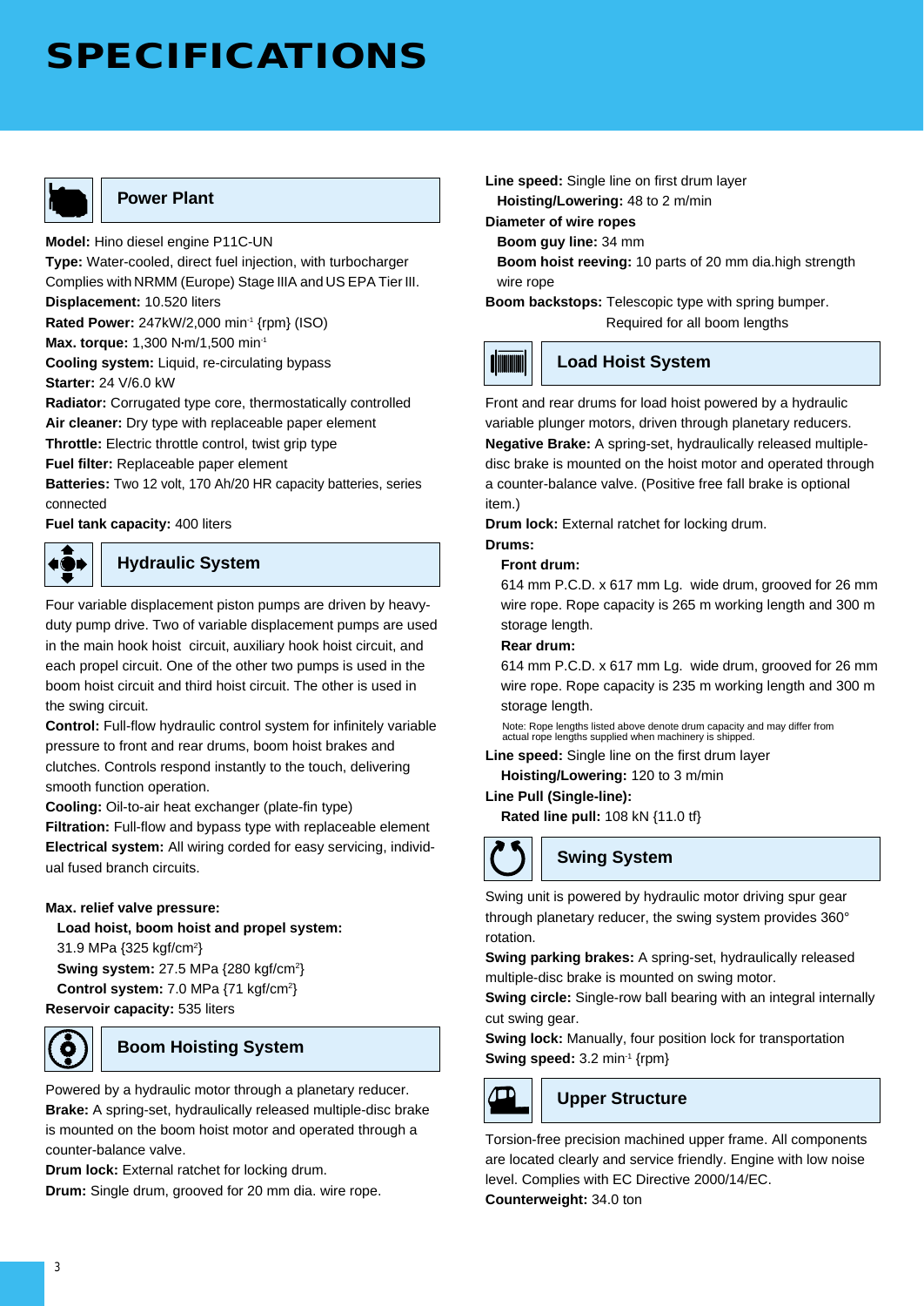# SPECIFICATIONS

## Power Plant

**Model:** Hino diesel engine P11C-UN
**Type:** Water-cooled, direct fuel injection, with turbocharger Complies with NRMM (Europe) Stage IIIA and US EPA Tier III.
**Displacement:** 10.520 liters
**Rated Power:** 247kW/2,000 $min^{-1}$ {rpm} (ISO)
**Max. torque:** 1,300 N·m/1,500 $min^{-1}$
**Cooling system:** Liquid, re-circulating bypass
**Starter:** 24 V/6.0 kW
**Radiator:** Corrugated type core, thermostatically controlled
**Air cleaner:** Dry type with replaceable paper element
**Throttle:** Electric throttle control, twist grip type
**Fuel filter:** Replaceable paper element
**Batteries:** Two 12 volt, 170 Ah/20 HR capacity batteries, series connected
**Fuel tank capacity:** 400 liters

## Hydraulic System

Four variable displacement piston pumps are driven by heavy-duty pump drive. Two of variable displacement pumps are used in the main hook hoist circuit, auxiliary hook hoist circuit, and each propel circuit. One of the other two pumps is used in the boom hoist circuit and third hoist circuit. The other is used in the swing circuit.
**Control:** Full-flow hydraulic control system for infinitely variable pressure to front and rear drums, boom hoist brakes and clutches. Controls respond instantly to the touch, delivering smooth function operation.
**Cooling:** Oil-to-air heat exchanger (plate-fin type)
**Filtration:** Full-flow and bypass type with replaceable element
**Electrical system:** All wiring corded for easy servicing, individual fused branch circuits.

**Max. relief valve pressure:**
**Load hoist, boom hoist and propel system:** 31.9 MPa {325 $kgf/cm^2$}
**Swing system:** 27.5 MPa {280 $kgf/cm^2$}
**Control system:** 7.0 MPa {71 $kgf/cm^2$}
**Reservoir capacity:** 535 liters

## Boom Hoisting System

Powered by a hydraulic motor through a planetary reducer.
**Brake:** A spring-set, hydraulically released multiple-disc brake is mounted on the boom hoist motor and operated through a counter-balance valve.
**Drum lock:** External ratchet for locking drum.
**Drum:** Single drum, grooved for 20 mm dia. wire rope.
**Line speed:** Single line on first drum layer
**Hoisting/Lowering:** 48 to 2 m/min
**Diameter of wire ropes**
**Boom guy line:** 34 mm
**Boom hoist reeving:** 10 parts of 20 mm dia.high strength wire rope
**Boom backstops:** Telescopic type with spring bumper. Required for all boom lengths

## Load Hoist System

Front and rear drums for load hoist powered by a hydraulic variable plunger motors, driven through planetary reducers.
**Negative Brake:** A spring-set, hydraulically released multiple-disc brake is mounted on the hoist motor and operated through a counter-balance valve. (Positive free fall brake is optional item.)
**Drum lock:** External ratchet for locking drum.
**Drums:**
**Front drum:**
614 mm P.C.D. x 617 mm Lg. wide drum, grooved for 26 mm wire rope. Rope capacity is 265 m working length and 300 m storage length.
**Rear drum:**
614 mm P.C.D. x 617 mm Lg. wide drum, grooved for 26 mm wire rope. Rope capacity is 235 m working length and 300 m storage length.

Note: Rope lengths listed above denote drum capacity and may differ from actual rope lengths supplied when machinery is shipped.

**Line speed:** Single line on the first drum layer
**Hoisting/Lowering:** 120 to 3 m/min
**Line Pull (Single-line):**
**Rated line pull:** 108 kN {11.0 tf}

## Swing System

Swing unit is powered by hydraulic motor driving spur gear through planetary reducer, the swing system provides 360° rotation.
**Swing parking brakes:** A spring-set, hydraulically released multiple-disc brake is mounted on swing motor.
**Swing circle:** Single-row ball bearing with an integral internally cut swing gear.
**Swing lock:** Manually, four position lock for transportation
**Swing speed:** 3.2 $min^{-1}$ {rpm}

## Upper Structure

Torsion-free precision machined upper frame. All components are located clearly and service friendly. Engine with low noise level. Complies with EC Directive 2000/14/EC.
**Counterweight:** 34.0 ton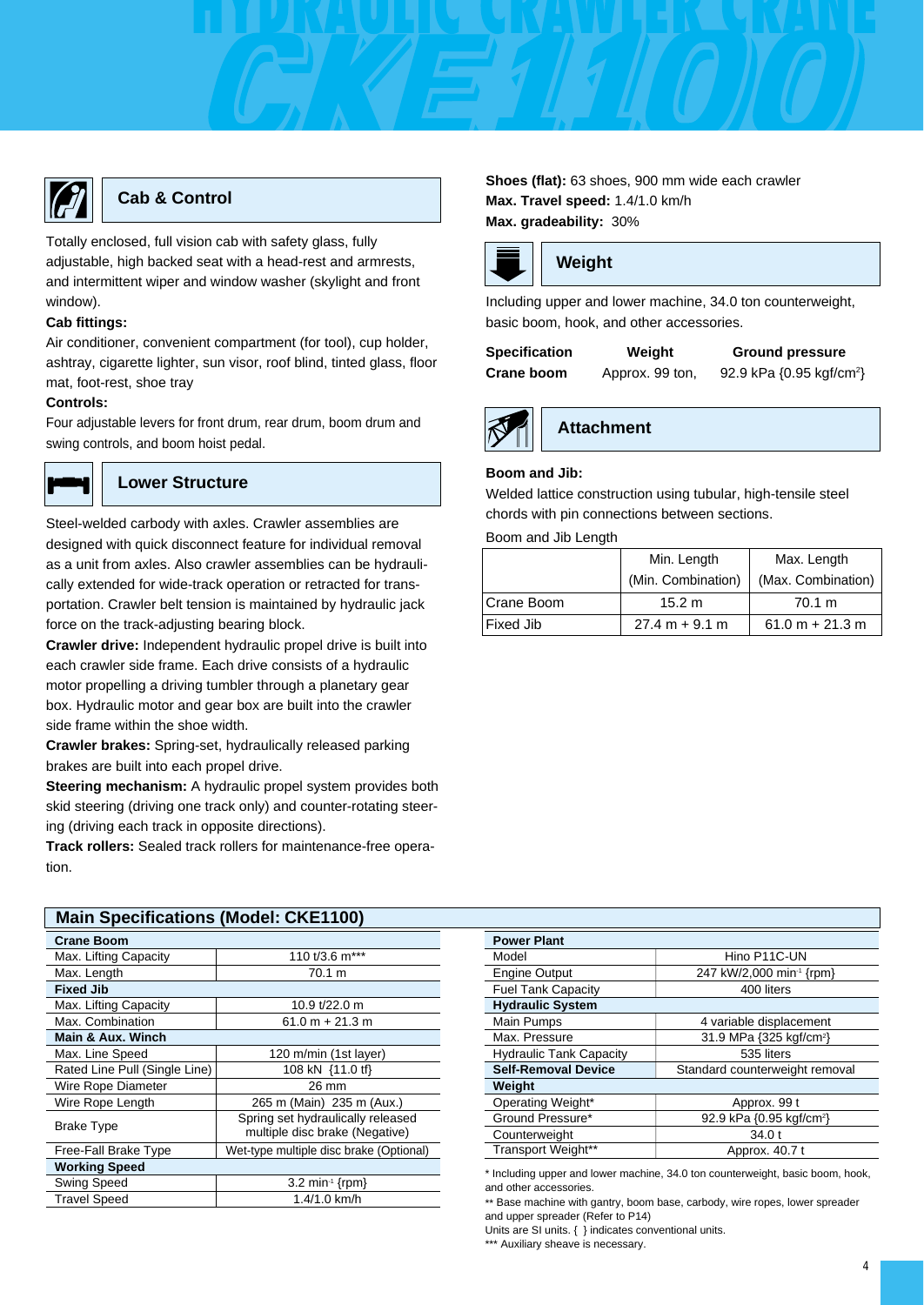## Cab & Control

Totally enclosed, full vision cab with safety glass, fully adjustable, high backed seat with a head-rest and armrests, and intermittent wiper and window washer (skylight and front window).

**Cab fittings:**

Air conditioner, convenient compartment (for tool), cup holder, ashtray, cigarette lighter, sun visor, roof blind, tinted glass, floor mat, foot-rest, shoe tray

**Controls:**

Four adjustable levers for front drum, rear drum, boom drum and swing controls, and boom hoist pedal.

## Lower Structure

Steel-welded carbody with axles. Crawler assemblies are designed with quick disconnect feature for individual removal as a unit from axles. Also crawler assemblies can be hydraulically extended for wide-track operation or retracted for transportation. Crawler belt tension is maintained by hydraulic jack force on the track-adjusting bearing block.

**Crawler drive:** Independent hydraulic propel drive is built into each crawler side frame. Each drive consists of a hydraulic motor propelling a driving tumbler through a planetary gear box. Hydraulic motor and gear box are built into the crawler side frame within the shoe width.

**Crawler brakes:** Spring-set, hydraulically released parking brakes are built into each propel drive.

**Steering mechanism:** A hydraulic propel system provides both skid steering (driving one track only) and counter-rotating steering (driving each track in opposite directions).

**Track rollers:** Sealed track rollers for maintenance-free operation.

**Shoes (flat):** 63 shoes, 900 mm wide each crawler
**Max. Travel speed:** 1.4/1.0 km/h
**Max. gradeability:** 30%

## Weight

Including upper and lower machine, 34.0 ton counterweight, basic boom, hook, and other accessories.

| Specification | Weight | Ground pressure |
|---|---|---|
| Crane boom | Approx. 99 ton, | 92.9 kPa {0.95 kgf/cm²} |

## Attachment

**Boom and Jib:**

Welded lattice construction using tubular, high-tensile steel chords with pin connections between sections.

Boom and Jib Length

| | Min. Length (Min. Combination) | Max. Length (Max. Combination) |
|---|---|---|
| Crane Boom | 15.2 m | 70.1 m |
| Fixed Jib | 27.4 m + 9.1 m | 61.0 m + 21.3 m |

## Main Specifications (Model: CKE1100)

| Crane Boom | |
|---|---|
| Max. Lifting Capacity | 110 t/3.6 m*** |
| Max. Length | 70.1 m |
| **Fixed Jib** | |
| Max. Lifting Capacity | 10.9 t/22.0 m |
| Max. Combination | 61.0 m + 21.3 m |
| **Main & Aux. Winch** | |
| Max. Line Speed | 120 m/min (1st layer) |
| Rated Line Pull (Single Line) | 108 kN {11.0 tf} |
| Wire Rope Diameter | 26 mm |
| Wire Rope Length | 265 m (Main) 235 m (Aux.) |
| Brake Type | Spring set hydraulically released multiple disc brake (Negative) |
| Free-Fall Brake Type | Wet-type multiple disc brake (Optional) |
| **Working Speed** | |
| Swing Speed | 3.2 min⁻¹ {rpm} |
| Travel Speed | 1.4/1.0 km/h |

| Power Plant | |
|---|---|
| Model | Hino P11C-UN |
| Engine Output | 247 kW/2,000 min⁻¹ {rpm} |
| Fuel Tank Capacity | 400 liters |
| **Hydraulic System** | |
| Main Pumps | 4 variable displacement |
| Max. Pressure | 31.9 MPa {325 kgf/cm²} |
| Hydraulic Tank Capacity | 535 liters |
| **Self-Removal Device** | Standard counterweight removal |
| **Weight** | |
| Operating Weight* | Approx. 99 t |
| Ground Pressure* | 92.9 kPa {0.95 kgf/cm²} |
| Counterweight | 34.0 t |
| Transport Weight** | Approx. 40.7 t |

* Including upper and lower machine, 34.0 ton counterweight, basic boom, hook, and other accessories.

** Base machine with gantry, boom base, carbody, wire ropes, lower spreader and upper spreader (Refer to P14)

Units are SI units. { } indicates conventional units.

*** Auxiliary sheave is necessary.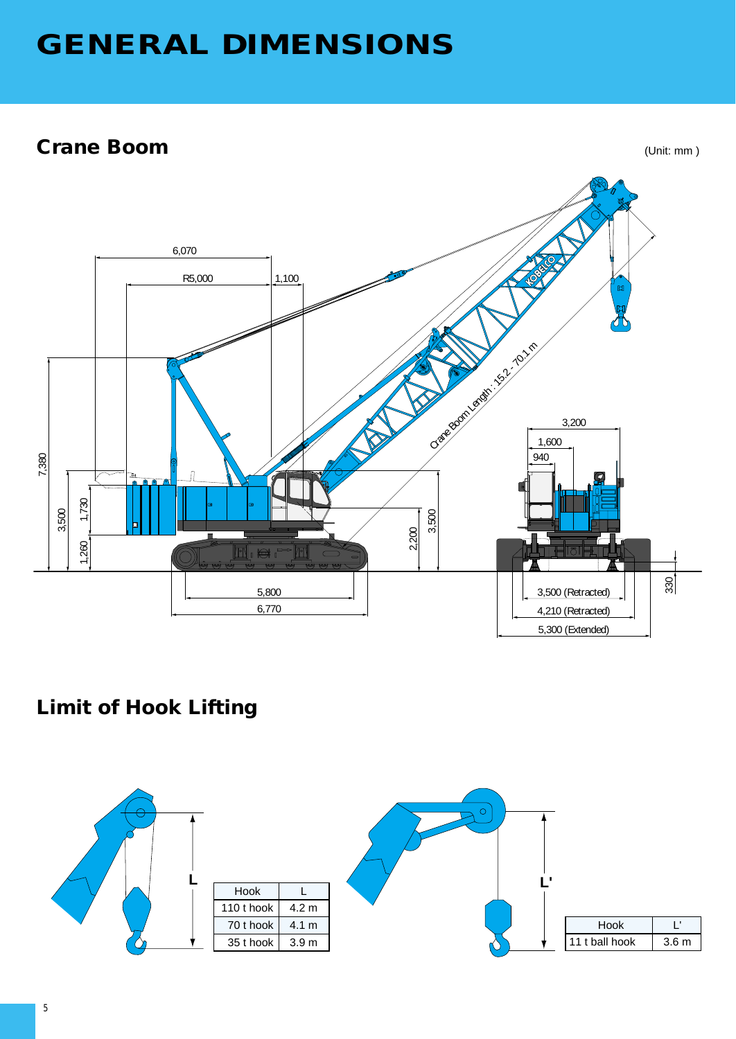# GENERAL DIMENSIONS

## Crane Boom

(Unit: mm )

## Limit of Hook Lifting

| Hook | L |
|---|---|
| 110 t hook | 4.2 m |
| 70 t hook | 4.1 m |
| 35 t hook | 3.9 m |

| Hook | L' |
|---|---|
| 11 t ball hook | 3.6 m |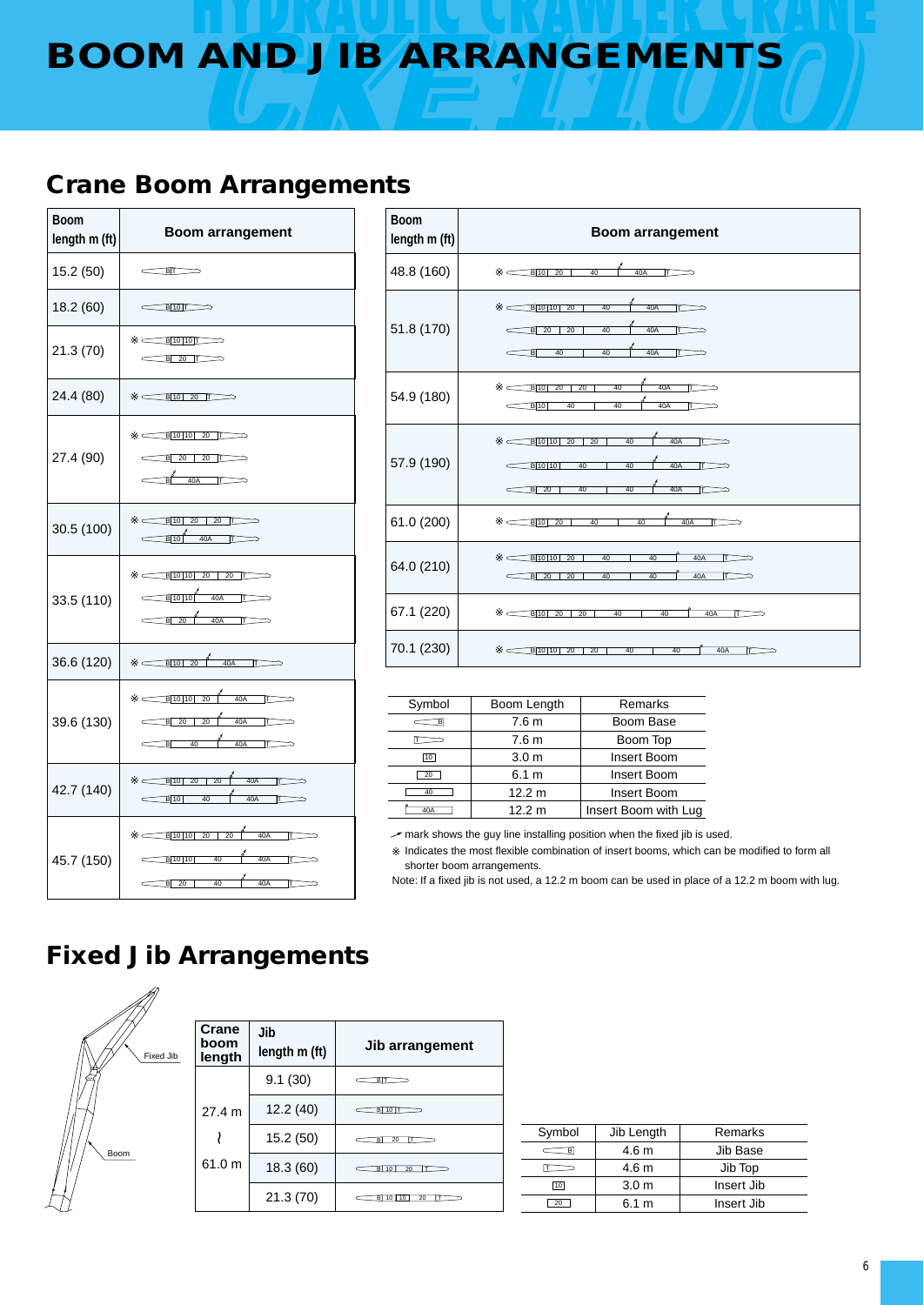# BOOM AND JIB ARRANGEMENTS

## Crane Boom Arrangements

| Boom length m (ft) | Boom arrangement |
|---|---|
| 15.2 (50) | B T |
| 18.2 (60) | B 10 T |
| 21.3 (70) | ※ B 10 10 T<br>B 20 T |
| 24.4 (80) | ※ B 10 20 T |
| 27.4 (90) | ※ B 10 10 20 T<br>B 20 20 T<br>B 40A T |
| 30.5 (100) | ※ B 10 20 20 T<br>B 10 40A T |
| 33.5 (110) | ※ B 10 10 20 20 T<br>B 10 10 40A T<br>B 20 40A T |
| 36.6 (120) | ※ B 10 20 40A T |
| 39.6 (130) | ※ B 10 10 20 40A T<br>B 20 20 40A T<br>B 40 40A T |
| 42.7 (140) | ※ B 10 20 20 40A T<br>B 10 40 40A T |
| 45.7 (150) | ※ B 10 10 20 20 40A T<br>B 10 10 40 40A T<br>B 20 40 40A T |
| 48.8 (160) | ※ B 10 20 40 40A T |
| 51.8 (170) | ※ B 10 10 20 40 40A T<br>B 20 20 40 40A T<br>B 40 40 40A T |
| 54.9 (180) | ※ B 10 20 20 40 40A T<br>B 10 40 40 40A T |
| 57.9 (190) | ※ B 10 10 20 20 40 40A T<br>B 10 10 40 40 40A T<br>B 20 40 40 40A T |
| 61.0 (200) | ※ B 10 20 40 40 40A T |
| 64.0 (210) | ※ B 10 10 20 40 40 40A T<br>B 20 20 40 40 40A T |
| 67.1 (220) | ※ B 10 20 20 40 40 40A T |
| 70.1 (230) | ※ B 10 10 20 20 40 40 40A T |

| Symbol | Boom Length | Remarks |
|---|---|---|
| B | 7.6 m | Boom Base |
| T | 7.6 m | Boom Top |
| 10 | 3.0 m | Insert Boom |
| 20 | 6.1 m | Insert Boom |
| 40 | 12.2 m | Insert Boom |
| 40A | 12.2 m | Insert Boom with Lug |

↗ mark shows the guy line installing position when the fixed jib is used.

※ Indicates the most flexible combination of insert booms, which can be modified to form all shorter boom arrangements.

Note: If a fixed jib is not used, a 12.2 m boom can be used in place of a 12.2 m boom with lug.

## Fixed Jib Arrangements

Fixed Jib

Boom

| Crane boom length | Jib length m (ft) | Jib arrangement |
|---|---|---|
| 27.4 m ~ 61.0 m | 9.1 (30) | B T |
| | 12.2 (40) | B 10 T |
| | 15.2 (50) | B 20 T |
| | 18.3 (60) | B 10 20 T |
| | 21.3 (70) | B 10 10 20 T |

| Symbol | Jib Length | Remarks |
|---|---|---|
| B | 4.6 m | Jib Base |
| T | 4.6 m | Jib Top |
| 10 | 3.0 m | Insert Jib |
| 20 | 6.1 m | Insert Jib |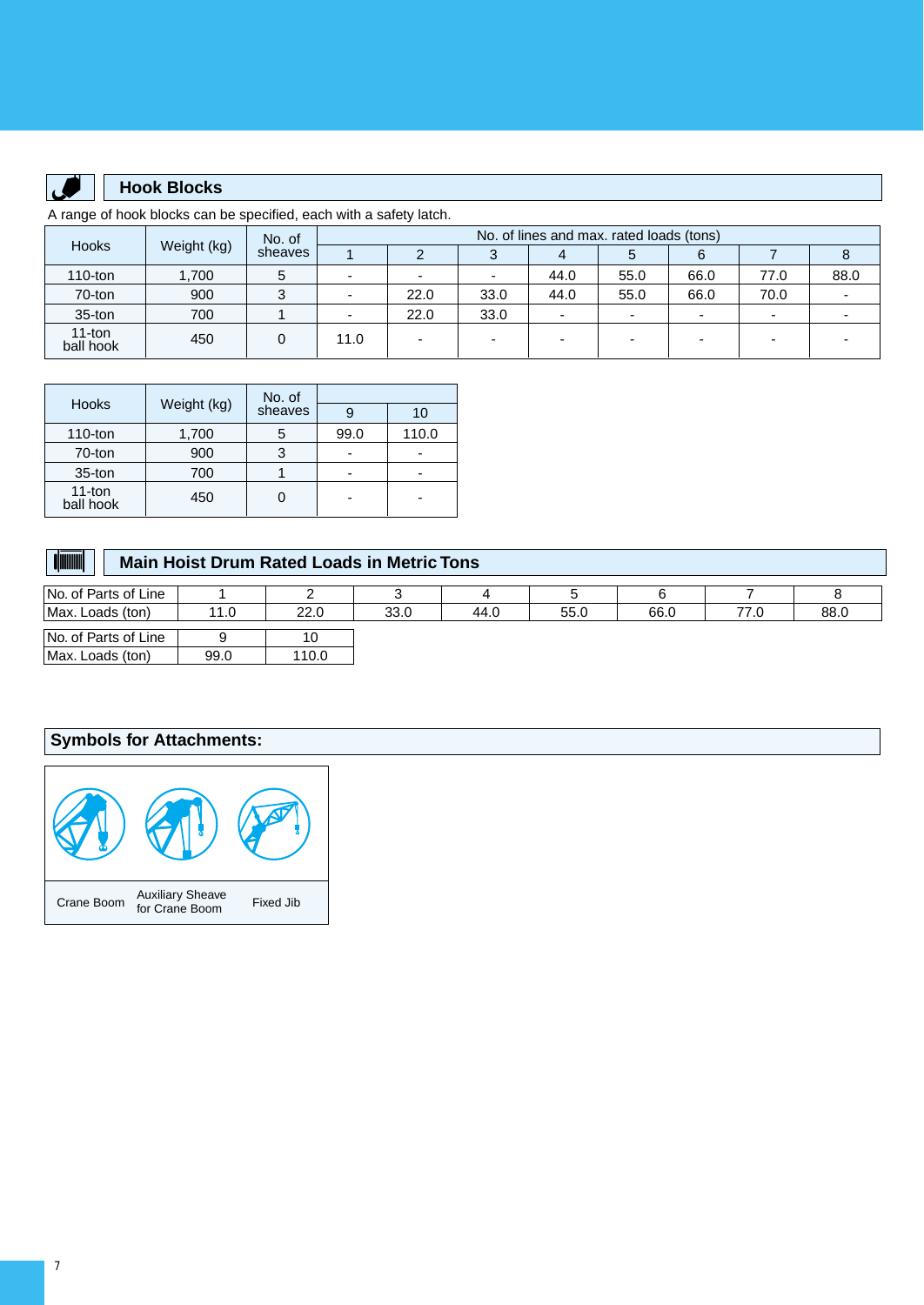## Hook Blocks

A range of hook blocks can be specified, each with a safety latch.

| Hooks | Weight (kg) | No. of sheaves | No. of lines and max. rated loads (tons) | | | | | | | | | |
|---|---|---|---|---|---|---|---|---|---|---|---|---|
| | | | 1 | 2 | 3 | 4 | 5 | 6 | 7 | 8 | 9 | 10 |
| 110-ton | 1,700 | 5 | - | - | - | 44.0 | 55.0 | 66.0 | 77.0 | 88.0 | 99.0 | 110.0 |
| 70-ton | 900 | 3 | - | 22.0 | 33.0 | 44.0 | 55.0 | 66.0 | 70.0 | - | - | - |
| 35-ton | 700 | 1 | - | 22.0 | 33.0 | - | - | - | - | - | - | - |
| 11-ton ball hook | 450 | 0 | 11.0 | - | - | - | - | - | - | - | - | - |

## Main Hoist Drum Rated Loads in Metric Tons

| No. of Parts of Line | 1 | 2 | 3 | 4 | 5 | 6 | 7 | 8 | 9 | 10 |
|---|---|---|---|---|---|---|---|---|---|---|
| Max. Loads (ton) | 11.0 | 22.0 | 33.0 | 44.0 | 55.0 | 66.0 | 77.0 | 88.0 | 99.0 | 110.0 |

## Symbols for Attachments:

| Crane Boom | Auxiliary Sheave for Crane Boom | Fixed Jib |
|---|---|---|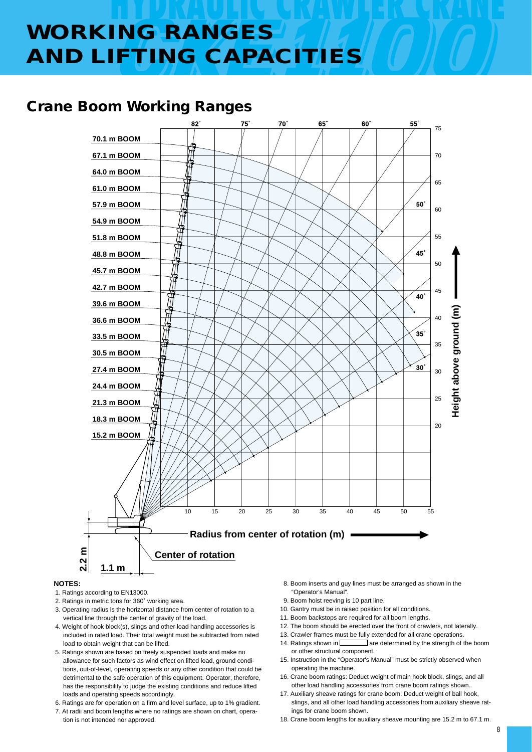# WORKING RANGES AND LIFTING CAPACITIES

## Crane Boom Working Ranges

70.1 m BOOM
67.1 m BOOM
64.0 m BOOM
61.0 m BOOM
57.9 m BOOM
54.9 m BOOM
51.8 m BOOM
48.8 m BOOM
45.7 m BOOM
42.7 m BOOM
39.6 m BOOM
36.6 m BOOM
33.5 m BOOM
30.5 m BOOM
27.4 m BOOM
24.4 m BOOM
21.3 m BOOM
18.3 m BOOM
15.2 m BOOM

Height above ground (m)

Radius from center of rotation (m)

Center of rotation

2.2 m

1.1 m

**NOTES:**

1. Ratings according to EN13000.
2. Ratings in metric tons for 360˚ working area.
3. Operating radius is the horizontal distance from center of rotation to a vertical line through the center of gravity of the load.
4. Weight of hook block(s), slings and other load handling accessories is included in rated load. Their total weight must be subtracted from rated load to obtain weight that can be lifted.
5. Ratings shown are based on freely suspended loads and make no allowance for such factors as wind effect on lifted load, ground conditions, out-of-level, operating speeds or any other condition that could be detrimental to the safe operation of this equipment. Operator, therefore, has the responsibility to judge the existing conditions and reduce lifted loads and operating speeds accordingly.
6. Ratings are for operation on a firm and level surface, up to 1% gradient.
7. At radii and boom lengths where no ratings are shown on chart, operation is not intended nor approved.
8. Boom inserts and guy lines must be arranged as shown in the "Operator's Manual".
9. Boom hoist reeving is 10 part line.
10. Gantry must be in raised position for all conditions.
11. Boom backstops are required for all boom lengths.
12. The boom should be erected over the front of crawlers, not laterally.
13. Crawler frames must be fully extended for all crane operations.
14. Ratings shown in [ ] are determined by the strength of the boom or other structural component.
15. Instruction in the "Operator's Manual" must be strictly observed when operating the machine.
16. Crane boom ratings: Deduct weight of main hook block, slings, and all other load handling accessories from crane boom ratings shown.
17. Auxiliary sheave ratings for crane boom: Deduct weight of ball hook, slings, and all other load handling accessories from auxiliary sheave ratings for crane boom shown.
18. Crane boom lengths for auxiliary sheave mounting are 15.2 m to 67.1 m.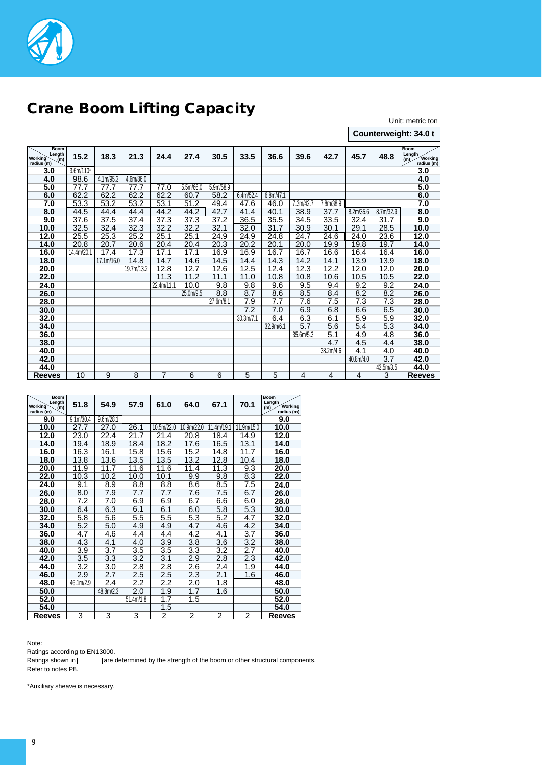# Crane Boom Lifting Capacity

Unit: metric ton

**Counterweight: 34.0 t**

| Working radius (m) \ Boom Length (m) | 15.2 | 18.3 | 21.3 | 24.4 | 27.4 | 30.5 | 33.5 | 36.6 | 39.6 | 42.7 | 45.7 | 48.8 | Boom Length (m) / Working radius (m) |
|---|---|---|---|---|---|---|---|---|---|---|---|---|---|
| 3.0 | 3.6m/110* | | | | | | | | | | | | 3.0 |
| 4.0 | 98.6 | 4.1m/95.3 | 4.6m/86.0 | | | | | | | | | | 4.0 |
| 5.0 | 77.7 | 77.7 | 77.7 | 77.0 | 5.5m/66.0 | 5.9m/58.9 | | | | | | | 5.0 |
| 6.0 | 62.2 | 62.2 | 62.2 | 62.2 | 60.7 | 58.2 | 6.4m/52.4 | 6.8m/47.1 | | | | | 6.0 |
| 7.0 | 53.3 | 53.2 | 53.2 | 53.1 | 51.2 | 49.4 | 47.6 | 46.0 | 7.3m/42.7 | 7.8m/38.9 | | | 7.0 |
| 8.0 | 44.5 | 44.4 | 44.4 | 44.2 | 44.2 | 42.7 | 41.4 | 40.1 | 38.9 | 37.7 | 8.2m/35.6 | 8.7m/32.9 | 8.0 |
| 9.0 | 37.6 | 37.5 | 37.4 | 37.3 | 37.3 | 37.2 | 36.5 | 35.5 | 34.5 | 33.5 | 32.4 | 31.7 | 9.0 |
| 10.0 | 32.5 | 32.4 | 32.3 | 32.2 | 32.2 | 32.1 | 32.0 | 31.7 | 30.9 | 30.1 | 29.1 | 28.5 | 10.0 |
| 12.0 | 25.5 | 25.3 | 25.2 | 25.1 | 25.1 | 24.9 | 24.9 | 24.8 | 24.7 | 24.6 | 24.0 | 23.6 | 12.0 |
| 14.0 | 20.8 | 20.7 | 20.6 | 20.4 | 20.4 | 20.3 | 20.2 | 20.1 | 20.0 | 19.9 | 19.8 | 19.7 | 14.0 |
| 16.0 | 14.4m/20.1 | 17.4 | 17.3 | 17.1 | 17.1 | 16.9 | 16.9 | 16.7 | 16.7 | 16.6 | 16.4 | 16.4 | 16.0 |
| 18.0 | | 17.1m/16.0 | 14.8 | 14.7 | 14.6 | 14.5 | 14.4 | 14.3 | 14.2 | 14.1 | 13.9 | 13.9 | 18.0 |
| 20.0 | | | 19.7m/13.2 | 12.8 | 12.7 | 12.6 | 12.5 | 12.4 | 12.3 | 12.2 | 12.0 | 12.0 | 20.0 |
| 22.0 | | | | 11.3 | 11.2 | 11.1 | 11.0 | 10.8 | 10.8 | 10.6 | 10.5 | 10.5 | 22.0 |
| 24.0 | | | | 22.4m/11.1 | 10.0 | 9.8 | 9.8 | 9.6 | 9.5 | 9.4 | 9.2 | 9.2 | 24.0 |
| 26.0 | | | | | 25.0m/9.5 | 8.8 | 8.7 | 8.6 | 8.5 | 8.4 | 8.2 | 8.2 | 26.0 |
| 28.0 | | | | | | 27.6m/8.1 | 7.9 | 7.7 | 7.6 | 7.5 | 7.3 | 7.3 | 28.0 |
| 30.0 | | | | | | | 7.2 | 7.0 | 6.9 | 6.8 | 6.6 | 6.5 | 30.0 |
| 32.0 | | | | | | | 30.3m/7.1 | 6.4 | 6.3 | 6.1 | 5.9 | 5.9 | 32.0 |
| 34.0 | | | | | | | | 32.9m/6.1 | 5.7 | 5.6 | 5.4 | 5.3 | 34.0 |
| 36.0 | | | | | | | | | 35.6m/5.3 | 5.1 | 4.9 | 4.8 | 36.0 |
| 38.0 | | | | | | | | | | 4.7 | 4.5 | 4.4 | 38.0 |
| 40.0 | | | | | | | | | | 38.2m/4.6 | 4.1 | 4.0 | 40.0 |
| 42.0 | | | | | | | | | | | 40.8m/4.0 | 3.7 | 42.0 |
| 44.0 | | | | | | | | | | | | 43.5m/3.5 | 44.0 |
| Reeves | 10 | 9 | 8 | 7 | 6 | 6 | 5 | 5 | 4 | 4 | 4 | 3 | Reeves |

| Working radius (m) \ Boom Length (m) | 51.8 | 54.9 | 57.9 | 61.0 | 64.0 | 67.1 | 70.1 | Boom Length (m) / Working radius (m) |
|---|---|---|---|---|---|---|---|---|
| 9.0 | 9.1m/30.4 | 9.6m/28.1 | | | | | | 9.0 |
| 10.0 | 27.7 | 27.0 | 26.1 | 10.5m/22.0 | 10.9m/22.0 | 11.4m/19.1 | 11.9m/15.0 | 10.0 |
| 12.0 | 23.0 | 22.4 | 21.7 | 21.4 | 20.8 | 18.4 | 14.9 | 12.0 |
| 14.0 | 19.4 | 18.9 | 18.4 | 18.2 | 17.6 | 16.5 | 13.1 | 14.0 |
| 16.0 | 16.3 | 16.1 | 15.8 | 15.6 | 15.2 | 14.8 | 11.7 | 16.0 |
| 18.0 | 13.8 | 13.6 | 13.5 | 13.5 | 13.2 | 12.8 | 10.4 | 18.0 |
| 20.0 | 11.9 | 11.7 | 11.6 | 11.6 | 11.4 | 11.3 | 9.3 | 20.0 |
| 22.0 | 10.3 | 10.2 | 10.0 | 10.1 | 9.9 | 9.8 | 8.3 | 22.0 |
| 24.0 | 9.1 | 8.9 | 8.8 | 8.8 | 8.6 | 8.5 | 7.5 | 24.0 |
| 26.0 | 8.0 | 7.9 | 7.7 | 7.7 | 7.6 | 7.5 | 6.7 | 26.0 |
| 28.0 | 7.2 | 7.0 | 6.9 | 6.9 | 6.7 | 6.6 | 6.0 | 28.0 |
| 30.0 | 6.4 | 6.3 | 6.1 | 6.1 | 6.0 | 5.8 | 5.3 | 30.0 |
| 32.0 | 5.8 | 5.6 | 5.5 | 5.5 | 5.3 | 5.2 | 4.7 | 32.0 |
| 34.0 | 5.2 | 5.0 | 4.9 | 4.9 | 4.7 | 4.6 | 4.2 | 34.0 |
| 36.0 | 4.7 | 4.6 | 4.4 | 4.4 | 4.2 | 4.1 | 3.7 | 36.0 |
| 38.0 | 4.3 | 4.1 | 4.0 | 3.9 | 3.8 | 3.6 | 3.2 | 38.0 |
| 40.0 | 3.9 | 3.7 | 3.5 | 3.5 | 3.3 | 3.2 | 2.7 | 40.0 |
| 42.0 | 3.5 | 3.3 | 3.2 | 3.1 | 2.9 | 2.8 | 2.3 | 42.0 |
| 44.0 | 3.2 | 3.0 | 2.8 | 2.8 | 2.6 | 2.4 | 1.9 | 44.0 |
| 46.0 | 2.9 | 2.7 | 2.5 | 2.5 | 2.3 | 2.1 | 1.6 | 46.0 |
| 48.0 | 46.1m/2.9 | 2.4 | 2.2 | 2.2 | 2.0 | 1.8 | | 48.0 |
| 50.0 | | 48.8m/2.3 | 2.0 | 1.9 | 1.7 | 1.6 | | 50.0 |
| 52.0 | | | 51.4m/1.8 | 1.7 | 1.5 | | | 52.0 |
| 54.0 | | | | 1.5 | | | | 54.0 |
| Reeves | 3 | 3 | 3 | 2 | 2 | 2 | 2 | Reeves |

Note:
Ratings according to EN13000.
Ratings shown in [ ] are determined by the strength of the boom or other structural components.
Refer to notes P8.

*Auxiliary sheave is necessary.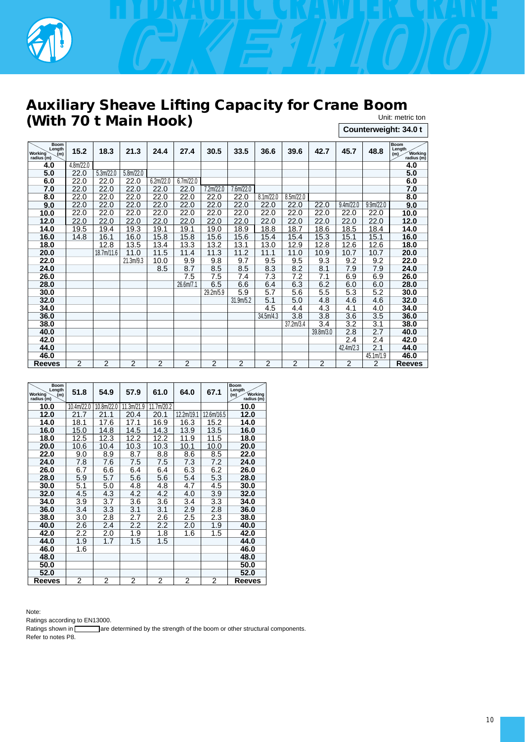# Auxiliary Sheave Lifting Capacity for Crane Boom (With 70 t Main Hook)

Unit: metric ton

**Counterweight: 34.0 t**

| Working radius (m) \ Boom Length (m) | 15.2 | 18.3 | 21.3 | 24.4 | 27.4 | 30.5 | 33.5 | 36.6 | 39.6 | 42.7 | 45.7 | 48.8 | Boom Length (m) / Working radius (m) |
|---|---|---|---|---|---|---|---|---|---|---|---|---|---|
| 4.0 | 4.8m/22.0 | | | | | | | | | | | | 4.0 |
| 5.0 | 22.0 | 5.3m/22.0 | 5.8m/22.0 | | | | | | | | | | 5.0 |
| 6.0 | 22.0 | 22.0 | 22.0 | 6.2m/22.0 | 6.7m/22.0 | | | | | | | | 6.0 |
| 7.0 | 22.0 | 22.0 | 22.0 | 22.0 | 22.0 | 7.2m/22.0 | 7.6m/22.0 | | | | | | 7.0 |
| 8.0 | 22.0 | 22.0 | 22.0 | 22.0 | 22.0 | 22.0 | 22.0 | 8.1m/22.0 | 8.5m/22.0 | | | | 8.0 |
| 9.0 | 22.0 | 22.0 | 22.0 | 22.0 | 22.0 | 22.0 | 22.0 | 22.0 | 22.0 | 22.0 | 9.4m/22.0 | 9.9m/22.0 | 9.0 |
| 10.0 | 22.0 | 22.0 | 22.0 | 22.0 | 22.0 | 22.0 | 22.0 | 22.0 | 22.0 | 22.0 | 22.0 | 22.0 | 10.0 |
| 12.0 | 22.0 | 22.0 | 22.0 | 22.0 | 22.0 | 22.0 | 22.0 | 22.0 | 22.0 | 22.0 | 22.0 | 22.0 | 12.0 |
| 14.0 | 19.5 | 19.4 | 19.3 | 19.1 | 19.1 | 19.0 | 18.9 | 18.8 | 18.7 | 18.6 | 18.5 | 18.4 | 14.0 |
| 16.0 | 14.8 | 16.1 | 16.0 | 15.8 | 15.8 | 15.6 | 15.6 | 15.4 | 15.4 | 15.3 | 15.1 | 15.1 | 16.0 |
| 18.0 | | 12.8 | 13.5 | 13.4 | 13.3 | 13.2 | 13.1 | 13.0 | 12.9 | 12.8 | 12.6 | 12.6 | 18.0 |
| 20.0 | | 18.7m/11.6 | 11.0 | 11.5 | 11.4 | 11.3 | 11.2 | 11.1 | 11.0 | 10.9 | 10.7 | 10.7 | 20.0 |
| 22.0 | | | 21.3m/9.3 | 10.0 | 9.9 | 9.8 | 9.7 | 9.5 | 9.5 | 9.3 | 9.2 | 9.2 | 22.0 |
| 24.0 | | | | 8.5 | 8.7 | 8.5 | 8.5 | 8.3 | 8.2 | 8.1 | 7.9 | 7.9 | 24.0 |
| 26.0 | | | | | 7.5 | 7.5 | 7.4 | 7.3 | 7.2 | 7.1 | 6.9 | 6.9 | 26.0 |
| 28.0 | | | | | 26.6m/7.1 | 6.5 | 6.6 | 6.4 | 6.3 | 6.2 | 6.0 | 6.0 | 28.0 |
| 30.0 | | | | | | 29.2m/5.9 | 5.9 | 5.7 | 5.6 | 5.5 | 5.3 | 5.2 | 30.0 |
| 32.0 | | | | | | | 31.9m/5.2 | 5.1 | 5.0 | 4.8 | 4.6 | 4.6 | 32.0 |
| 34.0 | | | | | | | | 4.5 | 4.4 | 4.3 | 4.1 | 4.0 | 34.0 |
| 36.0 | | | | | | | | 34.5m/4.3 | 3.8 | 3.8 | 3.6 | 3.5 | 36.0 |
| 38.0 | | | | | | | | | 37.2m/3.4 | 3.4 | 3.2 | 3.1 | 38.0 |
| 40.0 | | | | | | | | | | 39.8m/3.0 | 2.8 | 2.7 | 40.0 |
| 42.0 | | | | | | | | | | | 2.4 | 2.4 | 42.0 |
| 44.0 | | | | | | | | | | | 42.4m/2.3 | 2.1 | 44.0 |
| 46.0 | | | | | | | | | | | | 45.1m/1.9 | 46.0 |
| Reeves | 2 | 2 | 2 | 2 | 2 | 2 | 2 | 2 | 2 | 2 | 2 | 2 | Reeves |

| Working radius (m) \ Boom Length (m) | 51.8 | 54.9 | 57.9 | 61.0 | 64.0 | 67.1 | Boom Length (m) / Working radius (m) |
|---|---|---|---|---|---|---|---|
| 10.0 | 10.4m/22.0 | 10.8m/22.0 | 11.3m/21.9 | 11.7m/20.2 | | | 10.0 |
| 12.0 | 21.7 | 21.1 | 20.4 | 20.1 | 12.2m/19.1 | 12.6m/16.5 | 12.0 |
| 14.0 | 18.1 | 17.6 | 17.1 | 16.9 | 16.3 | 15.2 | 14.0 |
| 16.0 | 15.0 | 14.8 | 14.5 | 14.3 | 13.9 | 13.5 | 16.0 |
| 18.0 | 12.5 | 12.3 | 12.2 | 12.2 | 11.9 | 11.5 | 18.0 |
| 20.0 | 10.6 | 10.4 | 10.3 | 10.3 | 10.1 | 10.0 | 20.0 |
| 22.0 | 9.0 | 8.9 | 8.7 | 8.8 | 8.6 | 8.5 | 22.0 |
| 24.0 | 7.8 | 7.6 | 7.5 | 7.5 | 7.3 | 7.2 | 24.0 |
| 26.0 | 6.7 | 6.6 | 6.4 | 6.4 | 6.3 | 6.2 | 26.0 |
| 28.0 | 5.9 | 5.7 | 5.6 | 5.6 | 5.4 | 5.3 | 28.0 |
| 30.0 | 5.1 | 5.0 | 4.8 | 4.8 | 4.7 | 4.5 | 30.0 |
| 32.0 | 4.5 | 4.3 | 4.2 | 4.2 | 4.0 | 3.9 | 32.0 |
| 34.0 | 3.9 | 3.7 | 3.6 | 3.6 | 3.4 | 3.3 | 34.0 |
| 36.0 | 3.4 | 3.3 | 3.1 | 3.1 | 2.9 | 2.8 | 36.0 |
| 38.0 | 3.0 | 2.8 | 2.7 | 2.6 | 2.5 | 2.3 | 38.0 |
| 40.0 | 2.6 | 2.4 | 2.2 | 2.2 | 2.0 | 1.9 | 40.0 |
| 42.0 | 2.2 | 2.0 | 1.9 | 1.8 | 1.6 | 1.5 | 42.0 |
| 44.0 | 1.9 | 1.7 | 1.5 | 1.5 | | | 44.0 |
| 46.0 | 1.6 | | | | | | 46.0 |
| 48.0 | | | | | | | 48.0 |
| 50.0 | | | | | | | 50.0 |
| 52.0 | | | | | | | 52.0 |
| Reeves | 2 | 2 | 2 | 2 | 2 | 2 | Reeves |

Note:

Ratings according to EN13000.

Ratings shown in [ ] are determined by the strength of the boom or other structural components.

Refer to notes P8.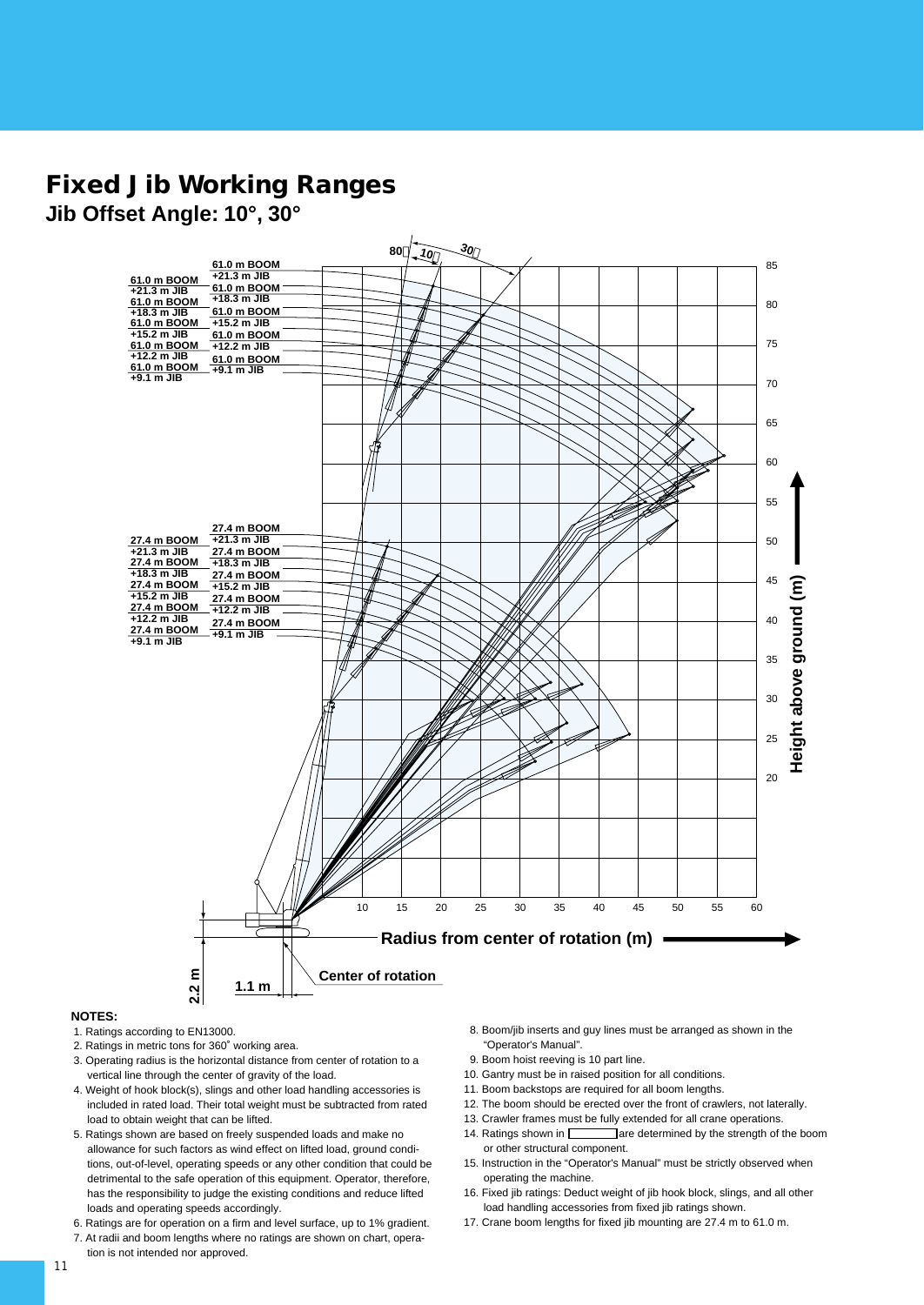# Fixed Jib Working Ranges

## Jib Offset Angle: 10°, 30°

61.0 m BOOM +21.3 m JIB
61.0 m BOOM +18.3 m JIB
61.0 m BOOM +15.2 m JIB
61.0 m BOOM +12.2 m JIB
61.0 m BOOM +9.1 m JIB

27.4 m BOOM +21.3 m JIB
27.4 m BOOM +18.3 m JIB
27.4 m BOOM +15.2 m JIB
27.4 m BOOM +12.2 m JIB
27.4 m BOOM +9.1 m JIB

80° 10° 30°

Height above ground (m)

Radius from center of rotation (m)

2.2 m

1.1 m

Center of rotation

**NOTES:**

1. Ratings according to EN13000.
2. Ratings in metric tons for 360˚ working area.
3. Operating radius is the horizontal distance from center of rotation to a vertical line through the center of gravity of the load.
4. Weight of hook block(s), slings and other load handling accessories is included in rated load. Their total weight must be subtracted from rated load to obtain weight that can be lifted.
5. Ratings shown are based on freely suspended loads and make no allowance for such factors as wind effect on lifted load, ground conditions, out-of-level, operating speeds or any other condition that could be detrimental to the safe operation of this equipment. Operator, therefore, has the responsibility to judge the existing conditions and reduce lifted loads and operating speeds accordingly.
6. Ratings are for operation on a firm and level surface, up to 1% gradient.
7. At radii and boom lengths where no ratings are shown on chart, operation is not intended nor approved.
8. Boom/jib inserts and guy lines must be arranged as shown in the "Operator's Manual".
9. Boom hoist reeving is 10 part line.
10. Gantry must be in raised position for all conditions.
11. Boom backstops are required for all boom lengths.
12. The boom should be erected over the front of crawlers, not laterally.
13. Crawler frames must be fully extended for all crane operations.
14. Ratings shown in ▭ are determined by the strength of the boom or other structural component.
15. Instruction in the "Operator's Manual" must be strictly observed when operating the machine.
16. Fixed jib ratings: Deduct weight of jib hook block, slings, and all other load handling accessories from fixed jib ratings shown.
17. Crane boom lengths for fixed jib mounting are 27.4 m to 61.0 m.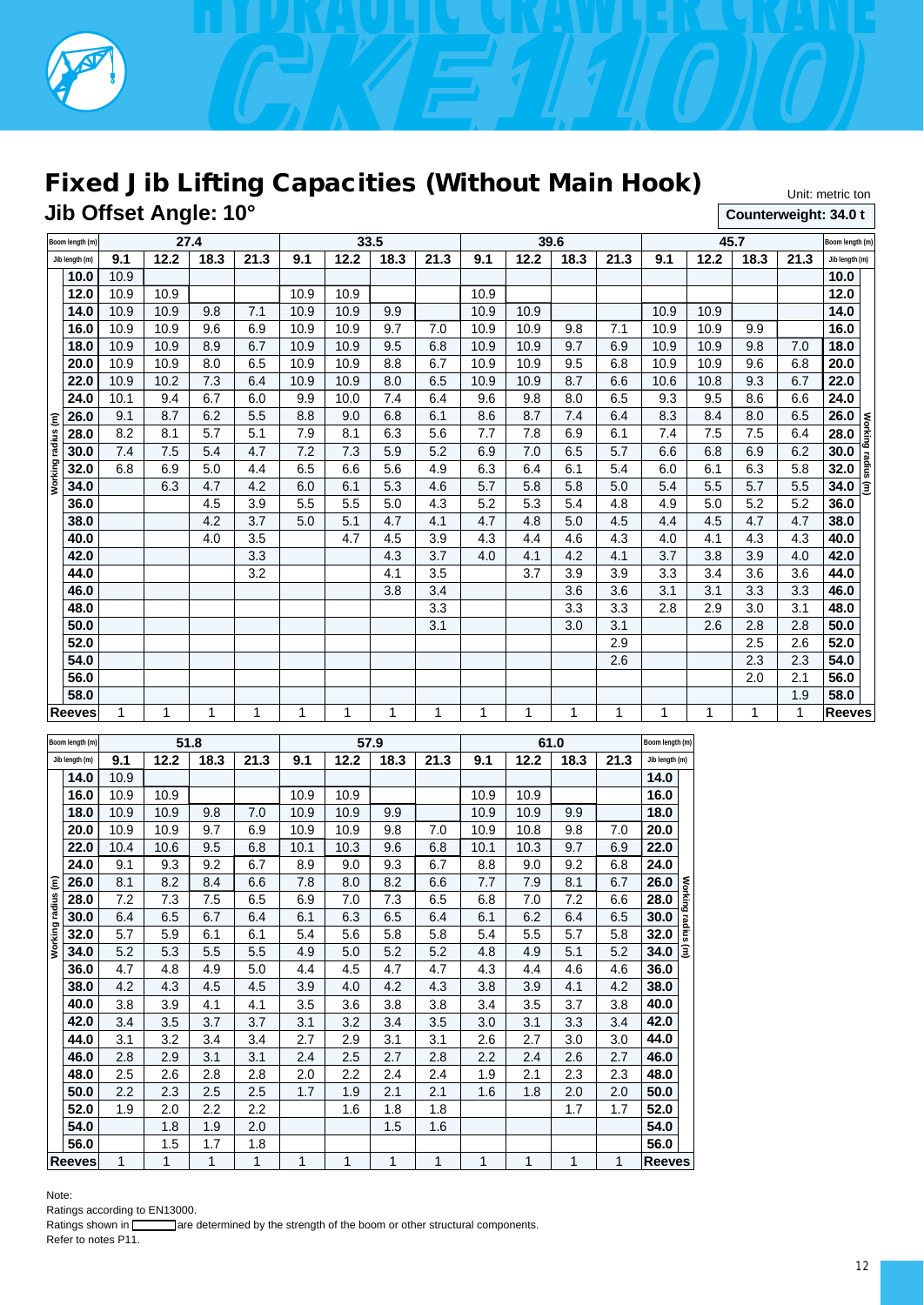# Fixed Jib Lifting Capacities (Without Main Hook)

Unit: metric ton

## Jib Offset Angle: 10°

**Counterweight: 34.0 t**

| Boom length (m) | 27.4 | | | | 33.5 | | | | 39.6 | | | | 45.7 | | | | Boom length (m) |
|---|---|---|---|---|---|---|---|---|---|---|---|---|---|---|---|---|---|
| Jib length (m) | 9.1 | 12.2 | 18.3 | 21.3 | 9.1 | 12.2 | 18.3 | 21.3 | 9.1 | 12.2 | 18.3 | 21.3 | 9.1 | 12.2 | 18.3 | 21.3 | Jib length (m) |
| 10.0 | 10.9 | | | | | | | | | | | | | | | | 10.0 |
| 12.0 | 10.9 | 10.9 | | | 10.9 | 10.9 | | | 10.9 | | | | | | | | 12.0 |
| 14.0 | 10.9 | 10.9 | 9.8 | 7.1 | 10.9 | 10.9 | 9.9 | | 10.9 | 10.9 | | | 10.9 | 10.9 | | | 14.0 |
| 16.0 | 10.9 | 10.9 | 9.6 | 6.9 | 10.9 | 10.9 | 9.7 | 7.0 | 10.9 | 10.9 | 9.8 | 7.1 | 10.9 | 10.9 | 9.9 | | 16.0 |
| 18.0 | 10.9 | 10.9 | 8.9 | 6.7 | 10.9 | 10.9 | 9.5 | 6.8 | 10.9 | 10.9 | 9.7 | 6.9 | 10.9 | 10.9 | 9.8 | 7.0 | 18.0 |
| 20.0 | 10.9 | 10.9 | 8.0 | 6.5 | 10.9 | 10.9 | 8.8 | 6.7 | 10.9 | 10.9 | 9.5 | 6.8 | 10.9 | 10.9 | 9.6 | 6.8 | 20.0 |
| 22.0 | 10.9 | 10.2 | 7.3 | 6.4 | 10.9 | 10.9 | 8.0 | 6.5 | 10.9 | 10.9 | 8.7 | 6.6 | 10.6 | 10.8 | 9.3 | 6.7 | 22.0 |
| 24.0 | 10.1 | 9.4 | 6.7 | 6.0 | 9.9 | 10.0 | 7.4 | 6.4 | 9.6 | 9.8 | 8.0 | 6.5 | 9.3 | 9.5 | 8.6 | 6.6 | 24.0 |
| 26.0 | 9.1 | 8.7 | 6.2 | 5.5 | 8.8 | 9.0 | 6.8 | 6.1 | 8.6 | 8.7 | 7.4 | 6.4 | 8.3 | 8.4 | 8.0 | 6.5 | 26.0 |
| 28.0 | 8.2 | 8.1 | 5.7 | 5.1 | 7.9 | 8.1 | 6.3 | 5.6 | 7.7 | 7.8 | 6.9 | 6.1 | 7.4 | 7.5 | 7.5 | 6.4 | 28.0 |
| 30.0 | 7.4 | 7.5 | 5.4 | 4.7 | 7.2 | 7.3 | 5.9 | 5.2 | 6.9 | 7.0 | 6.5 | 5.7 | 6.6 | 6.8 | 6.9 | 6.2 | 30.0 |
| 32.0 | 6.8 | 6.9 | 5.0 | 4.4 | 6.5 | 6.6 | 5.6 | 4.9 | 6.3 | 6.4 | 6.1 | 5.4 | 6.0 | 6.1 | 6.3 | 5.8 | 32.0 |
| 34.0 | | 6.3 | 4.7 | 4.2 | 6.0 | 6.1 | 5.3 | 4.6 | 5.7 | 5.8 | 5.8 | 5.0 | 5.4 | 5.5 | 5.7 | 5.5 | 34.0 |
| 36.0 | | | 4.5 | 3.9 | 5.5 | 5.5 | 5.0 | 4.3 | 5.2 | 5.3 | 5.4 | 4.8 | 4.9 | 5.0 | 5.2 | 5.2 | 36.0 |
| 38.0 | | | 4.2 | 3.7 | 5.0 | 5.1 | 4.7 | 4.1 | 4.7 | 4.8 | 5.0 | 4.5 | 4.4 | 4.5 | 4.7 | 4.7 | 38.0 |
| 40.0 | | | 4.0 | 3.5 | | 4.7 | 4.5 | 3.9 | 4.3 | 4.4 | 4.6 | 4.3 | 4.0 | 4.1 | 4.3 | 4.3 | 40.0 |
| 42.0 | | | | 3.3 | | | 4.3 | 3.7 | 4.0 | 4.1 | 4.2 | 4.1 | 3.7 | 3.8 | 3.9 | 4.0 | 42.0 |
| 44.0 | | | | 3.2 | | | 4.1 | 3.5 | | 3.7 | 3.9 | 3.9 | 3.3 | 3.4 | 3.6 | 3.6 | 44.0 |
| 46.0 | | | | | | | 3.8 | 3.4 | | | 3.6 | 3.6 | 3.1 | 3.1 | 3.3 | 3.3 | 46.0 |
| 48.0 | | | | | | | | 3.3 | | | 3.3 | 3.3 | 2.8 | 2.9 | 3.0 | 3.1 | 48.0 |
| 50.0 | | | | | | | | 3.1 | | | 3.0 | 3.1 | | 2.6 | 2.8 | 2.8 | 50.0 |
| 52.0 | | | | | | | | | | | | 2.9 | | | 2.5 | 2.6 | 52.0 |
| 54.0 | | | | | | | | | | | | 2.6 | | | 2.3 | 2.3 | 54.0 |
| 56.0 | | | | | | | | | | | | | | | 2.0 | 2.1 | 56.0 |
| 58.0 | | | | | | | | | | | | | | | | 1.9 | 58.0 |
| Reeves | 1 | 1 | 1 | 1 | 1 | 1 | 1 | 1 | 1 | 1 | 1 | 1 | 1 | 1 | 1 | 1 | Reeves |

| Boom length (m) | 51.8 | | | | 57.9 | | | | 61.0 | | | | Boom length (m) |
|---|---|---|---|---|---|---|---|---|---|---|---|---|---|
| Jib length (m) | 9.1 | 12.2 | 18.3 | 21.3 | 9.1 | 12.2 | 18.3 | 21.3 | 9.1 | 12.2 | 18.3 | 21.3 | Jib length (m) |
| 14.0 | 10.9 | | | | | | | | | | | | 14.0 |
| 16.0 | 10.9 | 10.9 | | | 10.9 | 10.9 | | | 10.9 | 10.9 | | | 16.0 |
| 18.0 | 10.9 | 10.9 | 9.8 | 7.0 | 10.9 | 10.9 | 9.9 | | 10.9 | 10.9 | 9.9 | | 18.0 |
| 20.0 | 10.9 | 10.9 | 9.7 | 6.9 | 10.9 | 10.9 | 9.8 | 7.0 | 10.9 | 10.8 | 9.8 | 7.0 | 20.0 |
| 22.0 | 10.4 | 10.6 | 9.5 | 6.8 | 10.1 | 10.3 | 9.6 | 6.8 | 10.1 | 10.3 | 9.7 | 6.9 | 22.0 |
| 24.0 | 9.1 | 9.3 | 9.2 | 6.7 | 8.9 | 9.0 | 9.3 | 6.7 | 8.8 | 9.0 | 9.2 | 6.8 | 24.0 |
| 26.0 | 8.1 | 8.2 | 8.4 | 6.6 | 7.8 | 8.0 | 8.2 | 6.6 | 7.7 | 7.9 | 8.1 | 6.7 | 26.0 |
| 28.0 | 7.2 | 7.3 | 7.5 | 6.5 | 6.9 | 7.0 | 7.3 | 6.5 | 6.8 | 7.0 | 7.2 | 6.6 | 28.0 |
| 30.0 | 6.4 | 6.5 | 6.7 | 6.4 | 6.1 | 6.3 | 6.5 | 6.4 | 6.1 | 6.2 | 6.4 | 6.5 | 30.0 |
| 32.0 | 5.7 | 5.9 | 6.1 | 6.1 | 5.4 | 5.6 | 5.8 | 5.8 | 5.4 | 5.5 | 5.7 | 5.8 | 32.0 |
| 34.0 | 5.2 | 5.3 | 5.5 | 5.5 | 4.9 | 5.0 | 5.2 | 5.2 | 4.8 | 4.9 | 5.1 | 5.2 | 34.0 |
| 36.0 | 4.7 | 4.8 | 4.9 | 5.0 | 4.4 | 4.5 | 4.7 | 4.7 | 4.3 | 4.4 | 4.6 | 4.6 | 36.0 |
| 38.0 | 4.2 | 4.3 | 4.5 | 4.5 | 3.9 | 4.0 | 4.2 | 4.3 | 3.8 | 3.9 | 4.1 | 4.2 | 38.0 |
| 40.0 | 3.8 | 3.9 | 4.1 | 4.1 | 3.5 | 3.6 | 3.8 | 3.8 | 3.4 | 3.5 | 3.7 | 3.8 | 40.0 |
| 42.0 | 3.4 | 3.5 | 3.7 | 3.7 | 3.1 | 3.2 | 3.4 | 3.5 | 3.0 | 3.1 | 3.3 | 3.4 | 42.0 |
| 44.0 | 3.1 | 3.2 | 3.4 | 3.4 | 2.7 | 2.9 | 3.1 | 3.1 | 2.6 | 2.7 | 3.0 | 3.0 | 44.0 |
| 46.0 | 2.8 | 2.9 | 3.1 | 3.1 | 2.4 | 2.5 | 2.7 | 2.8 | 2.2 | 2.4 | 2.6 | 2.7 | 46.0 |
| 48.0 | 2.5 | 2.6 | 2.8 | 2.8 | 2.0 | 2.2 | 2.4 | 2.4 | 1.9 | 2.1 | 2.3 | 2.3 | 48.0 |
| 50.0 | 2.2 | 2.3 | 2.5 | 2.5 | 1.7 | 1.9 | 2.1 | 2.1 | 1.6 | 1.8 | 2.0 | 2.0 | 50.0 |
| 52.0 | 1.9 | 2.0 | 2.2 | 2.2 | | 1.6 | 1.8 | 1.8 | | | 1.7 | 1.7 | 52.0 |
| 54.0 | | 1.8 | 1.9 | 2.0 | | | 1.5 | 1.6 | | | | | 54.0 |
| 56.0 | | 1.5 | 1.7 | 1.8 | | | | | | | | | 56.0 |
| Reeves | 1 | 1 | 1 | 1 | 1 | 1 | 1 | 1 | 1 | 1 | 1 | 1 | Reeves |

Note:

Ratings according to EN13000.

Ratings shown in [ ] are determined by the strength of the boom or other structural components.

Refer to notes P11.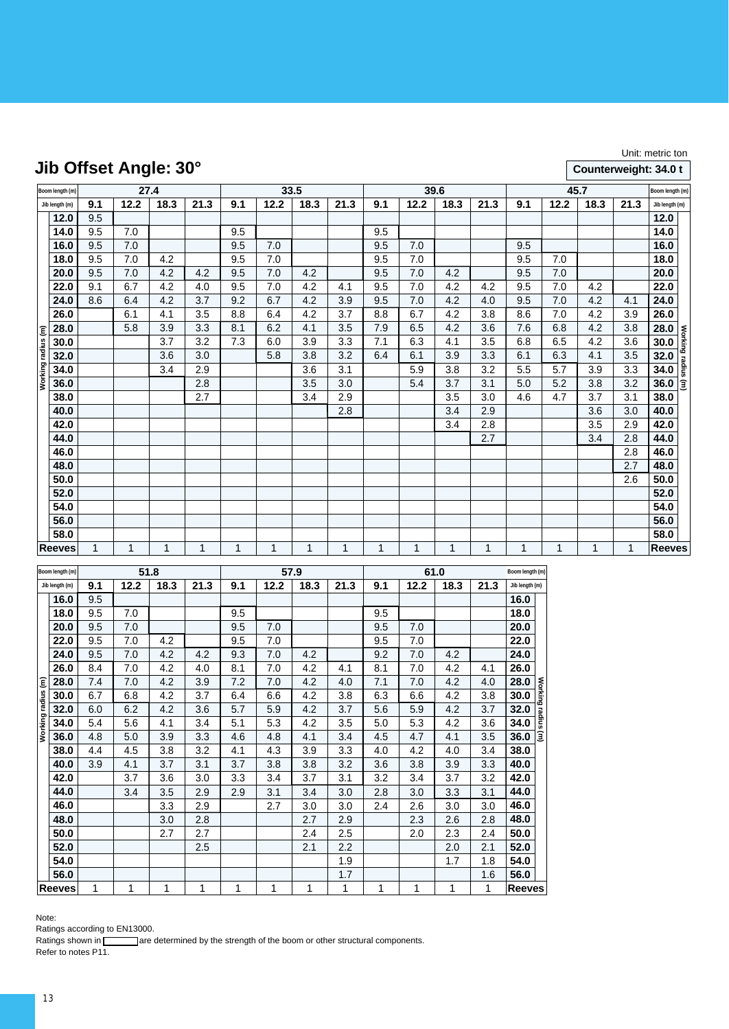Unit: metric ton

## Jib Offset Angle: 30°

**Counterweight: 34.0 t**

| Boom length (m) | 27.4 | | | | 33.5 | | | | 39.6 | | | | 45.7 | | | | Boom length (m) |
|---|---|---|---|---|---|---|---|---|---|---|---|---|---|---|---|---|---|
| Jib length (m) | 9.1 | 12.2 | 18.3 | 21.3 | 9.1 | 12.2 | 18.3 | 21.3 | 9.1 | 12.2 | 18.3 | 21.3 | 9.1 | 12.2 | 18.3 | 21.3 | Jib length (m) |
| **Working radius (m)** | | | | | | | | | | | | | | | | | **Working radius (m)** |
| 12.0 | 9.5 | | | | | | | | | | | | | | | | 12.0 |
| 14.0 | 9.5 | 7.0 | | | 9.5 | | | | 9.5 | | | | | | | | 14.0 |
| 16.0 | 9.5 | 7.0 | | | 9.5 | 7.0 | | | 9.5 | 7.0 | | | 9.5 | | | | 16.0 |
| 18.0 | 9.5 | 7.0 | 4.2 | | 9.5 | 7.0 | | | 9.5 | 7.0 | | | 9.5 | 7.0 | | | 18.0 |
| 20.0 | 9.5 | 7.0 | 4.2 | 4.2 | 9.5 | 7.0 | 4.2 | | 9.5 | 7.0 | 4.2 | | 9.5 | 7.0 | | | 20.0 |
| 22.0 | 9.1 | 6.7 | 4.2 | 4.0 | 9.5 | 7.0 | 4.2 | 4.1 | 9.5 | 7.0 | 4.2 | 4.2 | 9.5 | 7.0 | 4.2 | | 22.0 |
| 24.0 | 8.6 | 6.4 | 4.2 | 3.7 | 9.2 | 6.7 | 4.2 | 3.9 | 9.5 | 7.0 | 4.2 | 4.0 | 9.5 | 7.0 | 4.2 | 4.1 | 24.0 |
| 26.0 | | 6.1 | 4.1 | 3.5 | 8.8 | 6.4 | 4.2 | 3.7 | 8.8 | 6.7 | 4.2 | 3.8 | 8.6 | 7.0 | 4.2 | 3.9 | 26.0 |
| 28.0 | | 5.8 | 3.9 | 3.3 | 8.1 | 6.2 | 4.1 | 3.5 | 7.9 | 6.5 | 4.2 | 3.6 | 7.6 | 6.8 | 4.2 | 3.8 | 28.0 |
| 30.0 | | | 3.7 | 3.2 | 7.3 | 6.0 | 3.9 | 3.3 | 7.1 | 6.3 | 4.1 | 3.5 | 6.8 | 6.5 | 4.2 | 3.6 | 30.0 |
| 32.0 | | | 3.6 | 3.0 | | 5.8 | 3.8 | 3.2 | 6.4 | 6.1 | 3.9 | 3.3 | 6.1 | 6.3 | 4.1 | 3.5 | 32.0 |
| 34.0 | | | 3.4 | 2.9 | | | 3.6 | 3.1 | | 5.9 | 3.8 | 3.2 | 5.5 | 5.7 | 3.9 | 3.3 | 34.0 |
| 36.0 | | | | 2.8 | | | 3.5 | 3.0 | | 5.4 | 3.7 | 3.1 | 5.0 | 5.2 | 3.8 | 3.2 | 36.0 |
| 38.0 | | | | 2.7 | | | 3.4 | 2.9 | | | 3.5 | 3.0 | 4.6 | 4.7 | 3.7 | 3.1 | 38.0 |
| 40.0 | | | | | | | | 2.8 | | | 3.4 | 2.9 | | | 3.6 | 3.0 | 40.0 |
| 42.0 | | | | | | | | | | | 3.4 | 2.8 | | | 3.5 | 2.9 | 42.0 |
| 44.0 | | | | | | | | | | | | 2.7 | | | 3.4 | 2.8 | 44.0 |
| 46.0 | | | | | | | | | | | | | | | | 2.8 | 46.0 |
| 48.0 | | | | | | | | | | | | | | | | 2.7 | 48.0 |
| 50.0 | | | | | | | | | | | | | | | | 2.6 | 50.0 |
| 52.0 | | | | | | | | | | | | | | | | | 52.0 |
| 54.0 | | | | | | | | | | | | | | | | | 54.0 |
| 56.0 | | | | | | | | | | | | | | | | | 56.0 |
| 58.0 | | | | | | | | | | | | | | | | | 58.0 |
| **Reeves** | 1 | 1 | 1 | 1 | 1 | 1 | 1 | 1 | 1 | 1 | 1 | 1 | 1 | 1 | 1 | 1 | **Reeves** |

| Boom length (m) | 51.8 | | | | 57.9 | | | | 61.0 | | | | Boom length (m) |
|---|---|---|---|---|---|---|---|---|---|---|---|---|---|
| Jib length (m) | 9.1 | 12.2 | 18.3 | 21.3 | 9.1 | 12.2 | 18.3 | 21.3 | 9.1 | 12.2 | 18.3 | 21.3 | Jib length (m) |
| **Working radius (m)** | | | | | | | | | | | | | **Working radius (m)** |
| 16.0 | 9.5 | | | | | | | | | | | | 16.0 |
| 18.0 | 9.5 | 7.0 | | | 9.5 | | | | 9.5 | | | | 18.0 |
| 20.0 | 9.5 | 7.0 | | | 9.5 | 7.0 | | | 9.5 | 7.0 | | | 20.0 |
| 22.0 | 9.5 | 7.0 | 4.2 | | 9.5 | 7.0 | | | 9.5 | 7.0 | | | 22.0 |
| 24.0 | 9.5 | 7.0 | 4.2 | 4.2 | 9.3 | 7.0 | 4.2 | | 9.2 | 7.0 | 4.2 | | 24.0 |
| 26.0 | 8.4 | 7.0 | 4.2 | 4.0 | 8.1 | 7.0 | 4.2 | 4.1 | 8.1 | 7.0 | 4.2 | 4.1 | 26.0 |
| 28.0 | 7.4 | 7.0 | 4.2 | 3.9 | 7.2 | 7.0 | 4.2 | 4.0 | 7.1 | 7.0 | 4.2 | 4.0 | 28.0 |
| 30.0 | 6.7 | 6.8 | 4.2 | 3.7 | 6.4 | 6.6 | 4.2 | 3.8 | 6.3 | 6.6 | 4.2 | 3.8 | 30.0 |
| 32.0 | 6.0 | 6.2 | 4.2 | 3.6 | 5.7 | 5.9 | 4.2 | 3.7 | 5.6 | 5.9 | 4.2 | 3.7 | 32.0 |
| 34.0 | 5.4 | 5.6 | 4.1 | 3.4 | 5.1 | 5.3 | 4.2 | 3.5 | 5.0 | 5.3 | 4.2 | 3.6 | 34.0 |
| 36.0 | 4.8 | 5.0 | 3.9 | 3.3 | 4.6 | 4.8 | 4.1 | 3.4 | 4.5 | 4.7 | 4.1 | 3.5 | 36.0 |
| 38.0 | 4.4 | 4.5 | 3.8 | 3.2 | 4.1 | 4.3 | 3.9 | 3.3 | 4.0 | 4.2 | 4.0 | 3.4 | 38.0 |
| 40.0 | 3.9 | 4.1 | 3.7 | 3.1 | 3.7 | 3.8 | 3.8 | 3.2 | 3.6 | 3.8 | 3.9 | 3.3 | 40.0 |
| 42.0 | | 3.7 | 3.6 | 3.0 | 3.3 | 3.4 | 3.7 | 3.1 | 3.2 | 3.4 | 3.7 | 3.2 | 42.0 |
| 44.0 | | 3.4 | 3.5 | 2.9 | 2.9 | 3.1 | 3.4 | 3.0 | 2.8 | 3.0 | 3.3 | 3.1 | 44.0 |
| 46.0 | | | 3.3 | 2.9 | | 2.7 | 3.0 | 3.0 | 2.4 | 2.6 | 3.0 | 3.0 | 46.0 |
| 48.0 | | | 3.0 | 2.8 | | | 2.7 | 2.9 | | 2.3 | 2.6 | 2.8 | 48.0 |
| 50.0 | | | 2.7 | 2.7 | | | 2.4 | 2.5 | | 2.0 | 2.3 | 2.4 | 50.0 |
| 52.0 | | | | 2.5 | | | 2.1 | 2.2 | | | 2.0 | 2.1 | 52.0 |
| 54.0 | | | | | | | | 1.9 | | | 1.7 | 1.8 | 54.0 |
| 56.0 | | | | | | | | 1.7 | | | | 1.6 | 56.0 |
| **Reeves** | 1 | 1 | 1 | 1 | 1 | 1 | 1 | 1 | 1 | 1 | 1 | 1 | **Reeves** |

Note:
Ratings according to EN13000.
Ratings shown in [ ] are determined by the strength of the boom or other structural components.
Refer to notes P11.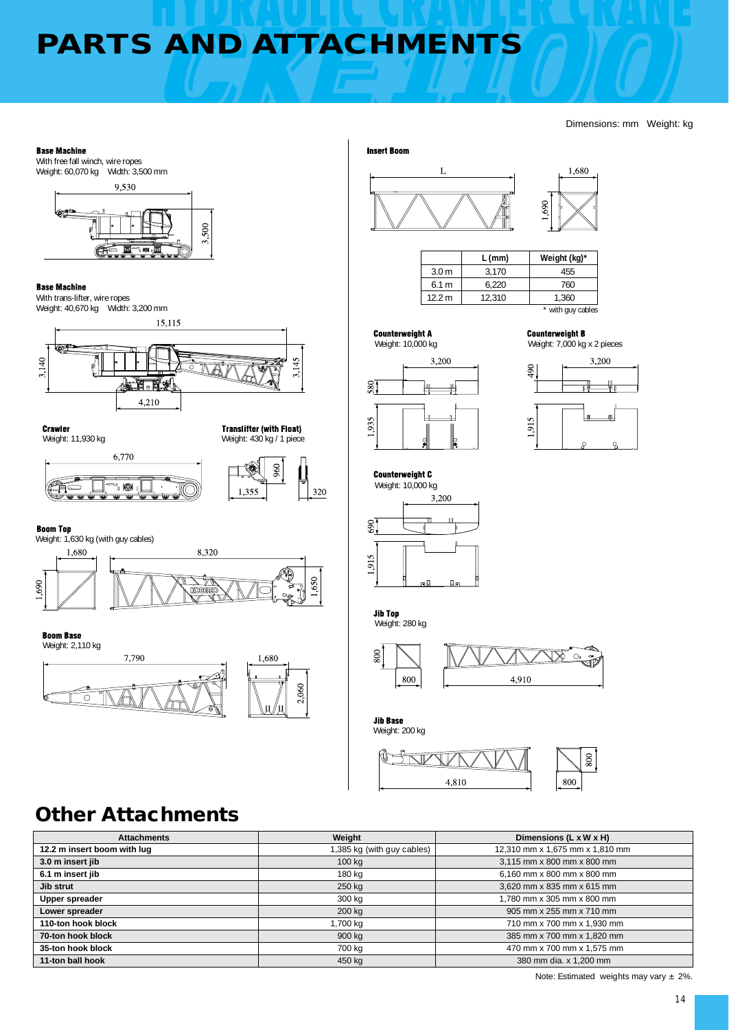# PARTS AND ATTACHMENTS

Dimensions: mm Weight: kg

**Base Machine**
With free fall winch, wire ropes
Weight: 60,070 kg Width: 3,500 mm

9,530
3,500

**Base Machine**
With trans-lifter, wire ropes
Weight: 40,670 kg Width: 3,200 mm

15,115
3,140
3,145
4,210

**Crawler**
Weight: 11,930 kg

6,770

**Translifter (with Float)**
Weight: 430 kg / 1 piece

960
1,355
320

**Boom Top**
Weight: 1,630 kg (with guy cables)

1,680
1,690
8,320
1,650

**Boom Base**
Weight: 2,110 kg

7,790
1,680
2,060

**Insert Boom**

L
1,680
1,690

|  | L (mm) | Weight (kg)* |
|---|---|---|
| 3.0 m | 3,170 | 455 |
| 6.1 m | 6,220 | 760 |
| 12.2 m | 12,310 | 1,360 |

\* with guy cables

**Counterweight A**
Weight: 10,000 kg

3,200
580
1,935

**Counterweight B**
Weight: 7,000 kg x 2 pieces

3,200
490
1,915

**Counterweight C**
Weight: 10,000 kg

3,200
690
1,915

**Jib Top**
Weight: 280 kg

800
800
4,910

**Jib Base**
Weight: 200 kg

4,810
800
800

## Other Attachments

| Attachments | Weight | Dimensions (L x W x H) |
|---|---|---|
| 12.2 m insert boom with lug | 1,385 kg (with guy cables) | 12,310 mm x 1,675 mm x 1,810 mm |
| 3.0 m insert jib | 100 kg | 3,115 mm x 800 mm x 800 mm |
| 6.1 m insert jib | 180 kg | 6,160 mm x 800 mm x 800 mm |
| Jib strut | 250 kg | 3,620 mm x 835 mm x 615 mm |
| Upper spreader | 300 kg | 1,780 mm x 305 mm x 800 mm |
| Lower spreader | 200 kg | 905 mm x 255 mm x 710 mm |
| 110-ton hook block | 1,700 kg | 710 mm x 700 mm x 1,930 mm |
| 70-ton hook block | 900 kg | 385 mm x 700 mm x 1,820 mm |
| 35-ton hook block | 700 kg | 470 mm x 700 mm x 1,575 mm |
| 11-ton ball hook | 450 kg | 380 mm dia. x 1,200 mm |

Note: Estimated weights may vary ± 2%.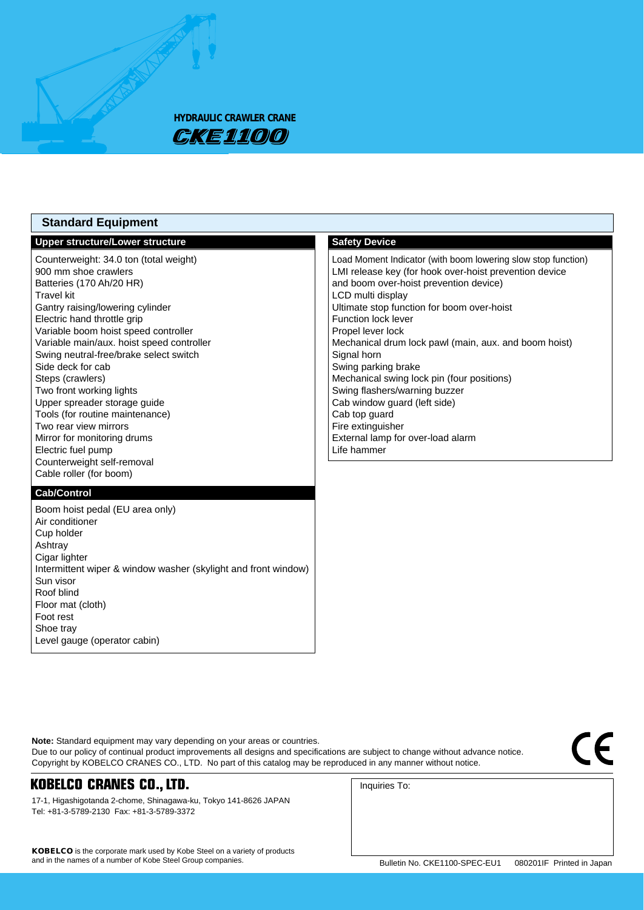HYDRAULIC CRAWLER CRANE

# CKE1100

## Standard Equipment

### Upper structure/Lower structure

Counterweight: 34.0 ton (total weight)
900 mm shoe crawlers
Batteries (170 Ah/20 HR)
Travel kit
Gantry raising/lowering cylinder
Electric hand throttle grip
Variable boom hoist speed controller
Variable main/aux. hoist speed controller
Swing neutral-free/brake select switch
Side deck for cab
Steps (crawlers)
Two front working lights
Upper spreader storage guide
Tools (for routine maintenance)
Two rear view mirrors
Mirror for monitoring drums
Electric fuel pump
Counterweight self-removal
Cable roller (for boom)

### Cab/Control

Boom hoist pedal (EU area only)
Air conditioner
Cup holder
Ashtray
Cigar lighter
Intermittent wiper & window washer (skylight and front window)
Sun visor
Roof blind
Floor mat (cloth)
Foot rest
Shoe tray
Level gauge (operator cabin)

### Safety Device

Load Moment Indicator (with boom lowering slow stop function)
LMI release key (for hook over-hoist prevention device and boom over-hoist prevention device)
LCD multi display
Ultimate stop function for boom over-hoist
Function lock lever
Propel lever lock
Mechanical drum lock pawl (main, aux. and boom hoist)
Signal horn
Swing parking brake
Mechanical swing lock pin (four positions)
Swing flashers/warning buzzer
Cab window guard (left side)
Cab top guard
Fire extinguisher
External lamp for over-load alarm
Life hammer

**Note:** Standard equipment may vary depending on your areas or countries.
Due to our policy of continual product improvements all designs and specifications are subject to change without advance notice.
Copyright by KOBELCO CRANES CO., LTD. No part of this catalog may be reproduced in any manner without notice.

CE

**KOBELCO CRANES CO., LTD.**

17-1, Higashigotanda 2-chome, Shinagawa-ku, Tokyo 141-8626 JAPAN
Tel: +81-3-5789-2130 Fax: +81-3-5789-3372

**KOBELCO** is the corporate mark used by Kobe Steel on a variety of products and in the names of a number of Kobe Steel Group companies.

Inquiries To:

Bulletin No. CKE1100-SPEC-EU1 080201IF Printed in Japan